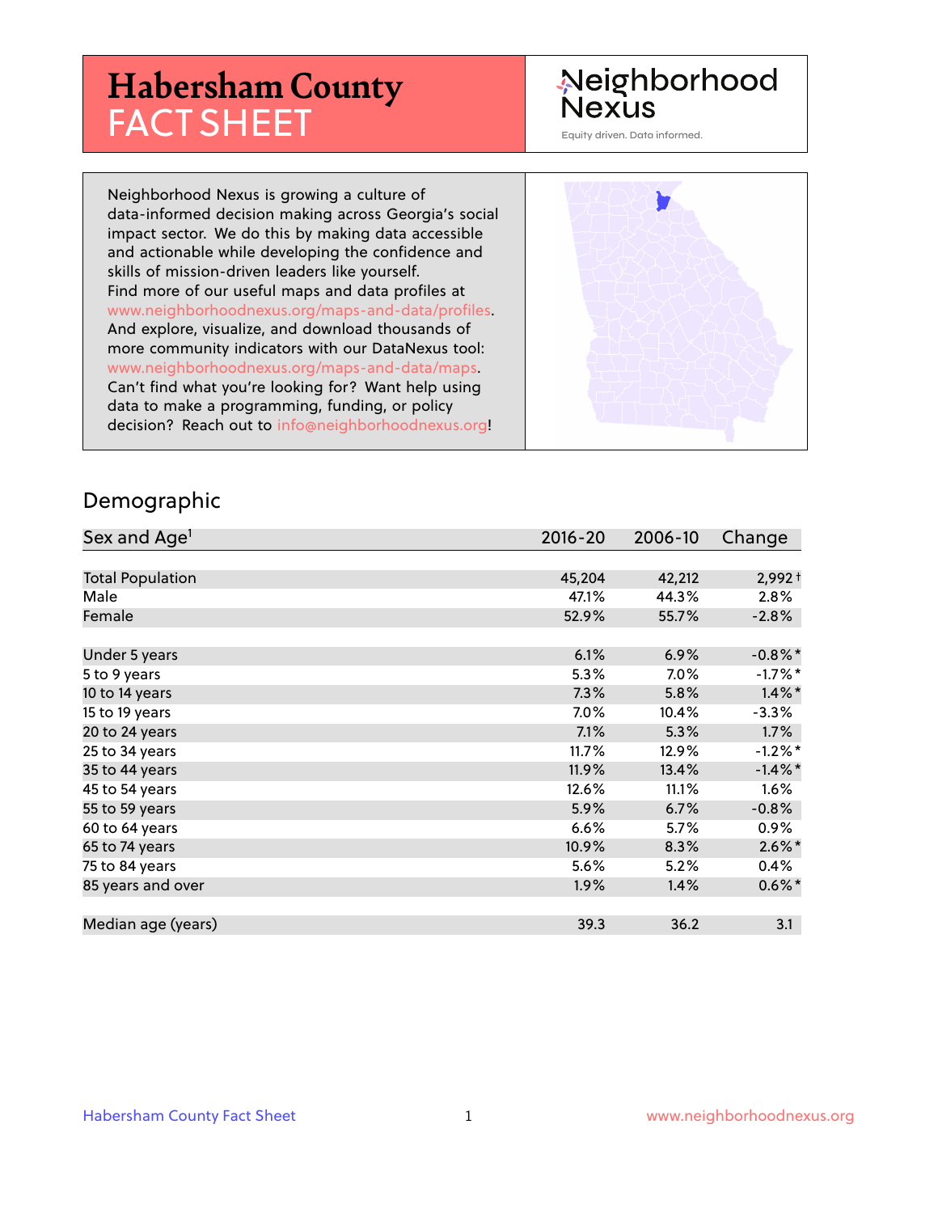# Habersham County FACT SHEET

Neighborhood Nexus

Equity driven. Data informed.

Neighborhood Nexus is growing a culture of data-informed decision making across Georgia's social impact sector. We do this by making data accessible and actionable while developing the confidence and skills of mission-driven leaders like yourself. Find more of our useful maps and data profiles at www.neighborhoodnexus.org/maps-and-data/profiles. And explore, visualize, and download thousands of more community indicators with our DataNexus tool: www.neighborhoodnexus.org/maps-and-data/maps. Can't find what you're looking for? Want help using data to make a programming, funding, or policy decision? Reach out to info@neighborhoodnexus.org!

## Demographic

| Sex and Age[1] | 2016-20 | 2006-10 | Change |
|---|---|---|---|
| Total Population | 45,204 | 42,212 | 2,992 † |
| Male | 47.1% | 44.3% | 2.8% |
| Female | 52.9% | 55.7% | -2.8% |
| Under 5 years | 6.1% | 6.9% | -0.8%* |
| 5 to 9 years | 5.3% | 7.0% | -1.7%* |
| 10 to 14 years | 7.3% | 5.8% | 1.4%* |
| 15 to 19 years | 7.0% | 10.4% | -3.3% |
| 20 to 24 years | 7.1% | 5.3% | 1.7% |
| 25 to 34 years | 11.7% | 12.9% | -1.2%* |
| 35 to 44 years | 11.9% | 13.4% | -1.4%* |
| 45 to 54 years | 12.6% | 11.1% | 1.6% |
| 55 to 59 years | 5.9% | 6.7% | -0.8% |
| 60 to 64 years | 6.6% | 5.7% | 0.9% |
| 65 to 74 years | 10.9% | 8.3% | 2.6%* |
| 75 to 84 years | 5.6% | 5.2% | 0.4% |
| 85 years and over | 1.9% | 1.4% | 0.6%* |
| Median age (years) | 39.3 | 36.2 | 3.1 |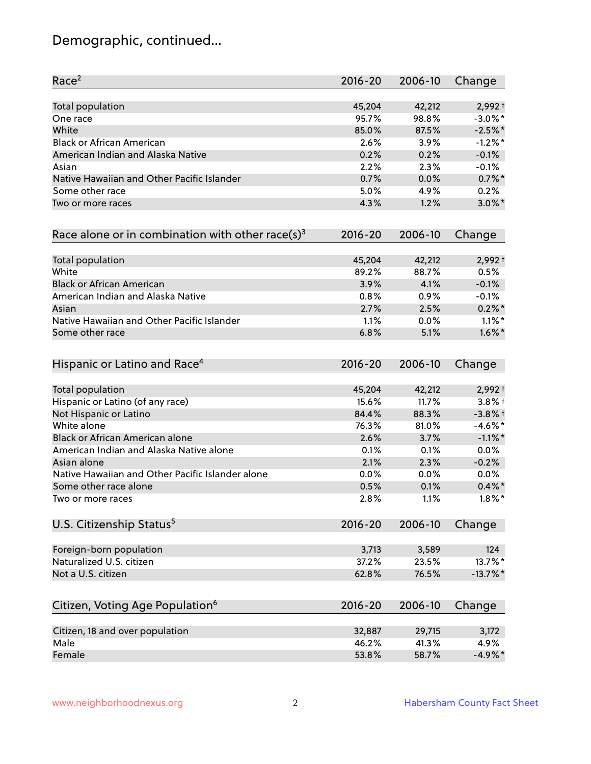# Demographic, continued...

| Race[2] | 2016-20 | 2006-10 | Change |
| --- | --- | --- | --- |
| Total population | 45,204 | 42,212 | 2,992 † |
| One race | 95.7% | 98.8% | -3.0% * |
| White | 85.0% | 87.5% | -2.5% * |
| Black or African American | 2.6% | 3.9% | -1.2% * |
| American Indian and Alaska Native | 0.2% | 0.2% | -0.1% |
| Asian | 2.2% | 2.3% | -0.1% |
| Native Hawaiian and Other Pacific Islander | 0.7% | 0.0% | 0.7% * |
| Some other race | 5.0% | 4.9% | 0.2% |
| Two or more races | 4.3% | 1.2% | 3.0% * |

| Race alone or in combination with other race(s)[3] | 2016-20 | 2006-10 | Change |
| --- | --- | --- | --- |
| Total population | 45,204 | 42,212 | 2,992 † |
| White | 89.2% | 88.7% | 0.5% |
| Black or African American | 3.9% | 4.1% | -0.1% |
| American Indian and Alaska Native | 0.8% | 0.9% | -0.1% |
| Asian | 2.7% | 2.5% | 0.2% * |
| Native Hawaiian and Other Pacific Islander | 1.1% | 0.0% | 1.1% * |
| Some other race | 6.8% | 5.1% | 1.6% * |

| Hispanic or Latino and Race[4] | 2016-20 | 2006-10 | Change |
| --- | --- | --- | --- |
| Total population | 45,204 | 42,212 | 2,992 † |
| Hispanic or Latino (of any race) | 15.6% | 11.7% | 3.8% † |
| Not Hispanic or Latino | 84.4% | 88.3% | -3.8% † |
| White alone | 76.3% | 81.0% | -4.6% * |
| Black or African American alone | 2.6% | 3.7% | -1.1% * |
| American Indian and Alaska Native alone | 0.1% | 0.1% | 0.0% |
| Asian alone | 2.1% | 2.3% | -0.2% |
| Native Hawaiian and Other Pacific Islander alone | 0.0% | 0.0% | 0.0% |
| Some other race alone | 0.5% | 0.1% | 0.4% * |
| Two or more races | 2.8% | 1.1% | 1.8% * |

| U.S. Citizenship Status[5] | 2016-20 | 2006-10 | Change |
| --- | --- | --- | --- |
| Foreign-born population | 3,713 | 3,589 | 124 |
| Naturalized U.S. citizen | 37.2% | 23.5% | 13.7% * |
| Not a U.S. citizen | 62.8% | 76.5% | -13.7% * |

| Citizen, Voting Age Population[6] | 2016-20 | 2006-10 | Change |
| --- | --- | --- | --- |
| Citizen, 18 and over population | 32,887 | 29,715 | 3,172 |
| Male | 46.2% | 41.3% | 4.9% |
| Female | 53.8% | 58.7% | -4.9% * |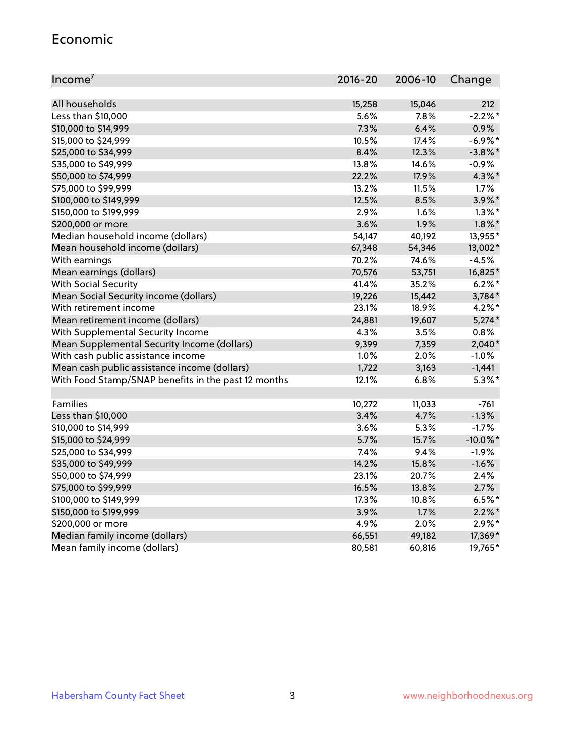## Economic

| Income[7] | 2016-20 | 2006-10 | Change |
|---|---|---|---|
| All households | 15,258 | 15,046 | 212 |
| Less than $10,000 | 5.6% | 7.8% | -2.2%* |
| $10,000 to $14,999 | 7.3% | 6.4% | 0.9% |
| $15,000 to $24,999 | 10.5% | 17.4% | -6.9%* |
| $25,000 to $34,999 | 8.4% | 12.3% | -3.8%* |
| $35,000 to $49,999 | 13.8% | 14.6% | -0.9% |
| $50,000 to $74,999 | 22.2% | 17.9% | 4.3%* |
| $75,000 to $99,999 | 13.2% | 11.5% | 1.7% |
| $100,000 to $149,999 | 12.5% | 8.5% | 3.9%* |
| $150,000 to $199,999 | 2.9% | 1.6% | 1.3%* |
| $200,000 or more | 3.6% | 1.9% | 1.8%* |
| Median household income (dollars) | 54,147 | 40,192 | 13,955* |
| Mean household income (dollars) | 67,348 | 54,346 | 13,002* |
| With earnings | 70.2% | 74.6% | -4.5% |
| Mean earnings (dollars) | 70,576 | 53,751 | 16,825* |
| With Social Security | 41.4% | 35.2% | 6.2%* |
| Mean Social Security income (dollars) | 19,226 | 15,442 | 3,784* |
| With retirement income | 23.1% | 18.9% | 4.2%* |
| Mean retirement income (dollars) | 24,881 | 19,607 | 5,274* |
| With Supplemental Security Income | 4.3% | 3.5% | 0.8% |
| Mean Supplemental Security Income (dollars) | 9,399 | 7,359 | 2,040* |
| With cash public assistance income | 1.0% | 2.0% | -1.0% |
| Mean cash public assistance income (dollars) | 1,722 | 3,163 | -1,441 |
| With Food Stamp/SNAP benefits in the past 12 months | 12.1% | 6.8% | 5.3%* |
| | | | |
| Families | 10,272 | 11,033 | -761 |
| Less than $10,000 | 3.4% | 4.7% | -1.3% |
| $10,000 to $14,999 | 3.6% | 5.3% | -1.7% |
| $15,000 to $24,999 | 5.7% | 15.7% | -10.0%* |
| $25,000 to $34,999 | 7.4% | 9.4% | -1.9% |
| $35,000 to $49,999 | 14.2% | 15.8% | -1.6% |
| $50,000 to $74,999 | 23.1% | 20.7% | 2.4% |
| $75,000 to $99,999 | 16.5% | 13.8% | 2.7% |
| $100,000 to $149,999 | 17.3% | 10.8% | 6.5%* |
| $150,000 to $199,999 | 3.9% | 1.7% | 2.2%* |
| $200,000 or more | 4.9% | 2.0% | 2.9%* |
| Median family income (dollars) | 66,551 | 49,182 | 17,369* |
| Mean family income (dollars) | 80,581 | 60,816 | 19,765* |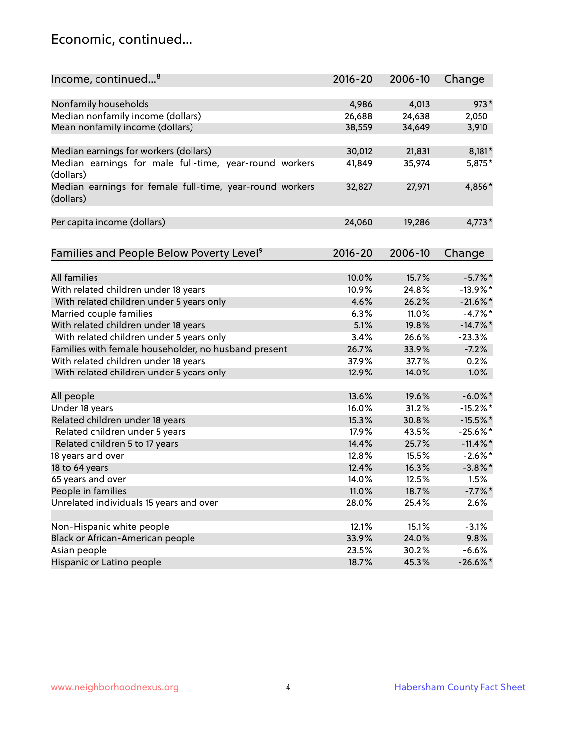## Economic, continued...

| Income, continued...[8] | 2016-20 | 2006-10 | Change |
|---|---|---|---|
| Nonfamily households | 4,986 | 4,013 | 973* |
| Median nonfamily income (dollars) | 26,688 | 24,638 | 2,050 |
| Mean nonfamily income (dollars) | 38,559 | 34,649 | 3,910 |
| Median earnings for workers (dollars) | 30,012 | 21,831 | 8,181* |
| Median earnings for male full-time, year-round workers (dollars) | 41,849 | 35,974 | 5,875* |
| Median earnings for female full-time, year-round workers (dollars) | 32,827 | 27,971 | 4,856* |
| Per capita income (dollars) | 24,060 | 19,286 | 4,773* |

| Families and People Below Poverty Level[9] | 2016-20 | 2006-10 | Change |
|---|---|---|---|
| All families | 10.0% | 15.7% | -5.7%* |
| With related children under 18 years | 10.9% | 24.8% | -13.9%* |
| With related children under 5 years only | 4.6% | 26.2% | -21.6%* |
| Married couple families | 6.3% | 11.0% | -4.7%* |
| With related children under 18 years | 5.1% | 19.8% | -14.7%* |
| With related children under 5 years only | 3.4% | 26.6% | -23.3% |
| Families with female householder, no husband present | 26.7% | 33.9% | -7.2% |
| With related children under 18 years | 37.9% | 37.7% | 0.2% |
| With related children under 5 years only | 12.9% | 14.0% | -1.0% |
| All people | 13.6% | 19.6% | -6.0%* |
| Under 18 years | 16.0% | 31.2% | -15.2%* |
| Related children under 18 years | 15.3% | 30.8% | -15.5%* |
| Related children under 5 years | 17.9% | 43.5% | -25.6%* |
| Related children 5 to 17 years | 14.4% | 25.7% | -11.4%* |
| 18 years and over | 12.8% | 15.5% | -2.6%* |
| 18 to 64 years | 12.4% | 16.3% | -3.8%* |
| 65 years and over | 14.0% | 12.5% | 1.5% |
| People in families | 11.0% | 18.7% | -7.7%* |
| Unrelated individuals 15 years and over | 28.0% | 25.4% | 2.6% |
| Non-Hispanic white people | 12.1% | 15.1% | -3.1% |
| Black or African-American people | 33.9% | 24.0% | 9.8% |
| Asian people | 23.5% | 30.2% | -6.6% |
| Hispanic or Latino people | 18.7% | 45.3% | -26.6%* |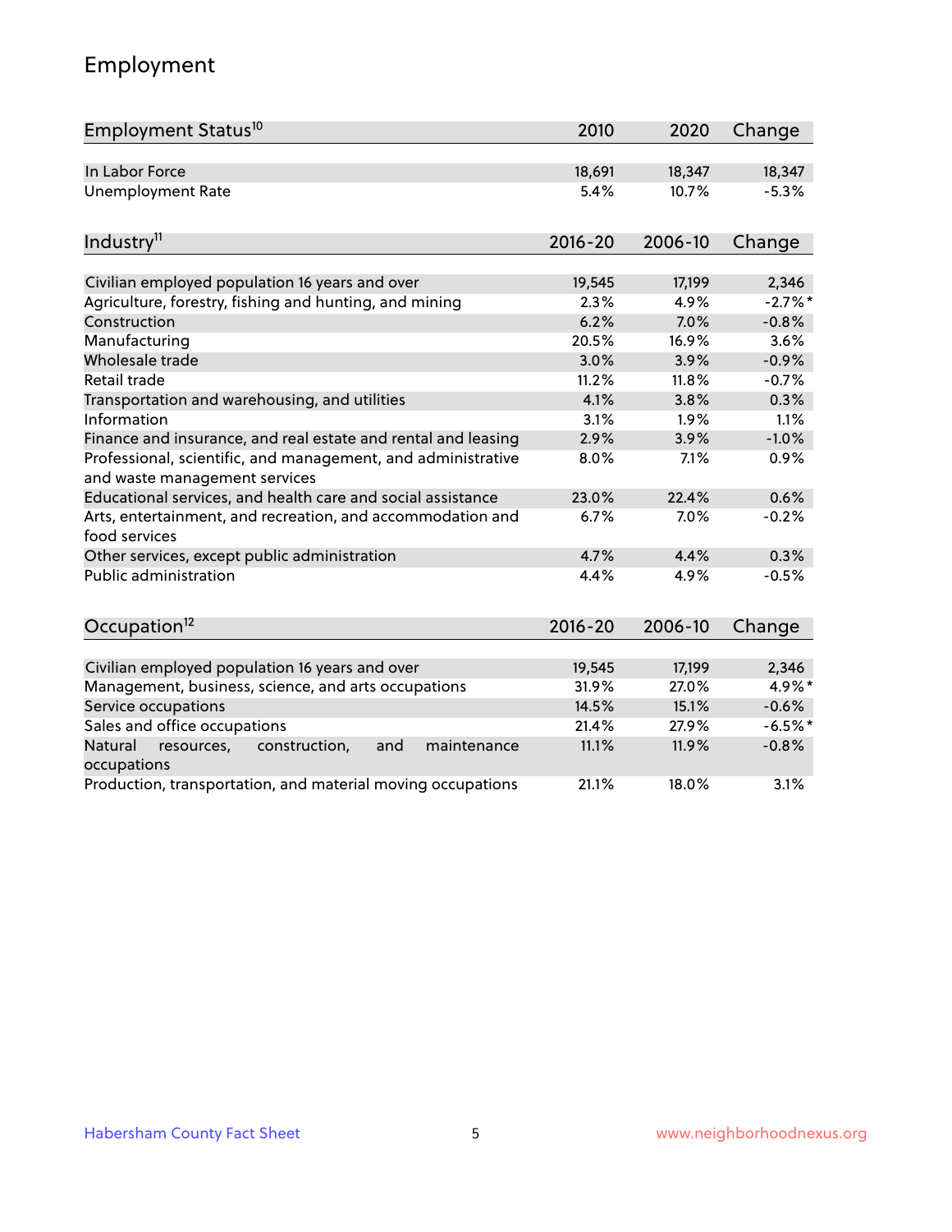## Employment

| Employment Status[10] | 2010 | 2020 | Change |
|---|---|---|---|
| In Labor Force | 18,691 | 18,347 | 18,347 |
| Unemployment Rate | 5.4% | 10.7% | -5.3% |

| Industry[11] | 2016-20 | 2006-10 | Change |
|---|---|---|---|
| Civilian employed population 16 years and over | 19,545 | 17,199 | 2,346 |
| Agriculture, forestry, fishing and hunting, and mining | 2.3% | 4.9% | -2.7%* |
| Construction | 6.2% | 7.0% | -0.8% |
| Manufacturing | 20.5% | 16.9% | 3.6% |
| Wholesale trade | 3.0% | 3.9% | -0.9% |
| Retail trade | 11.2% | 11.8% | -0.7% |
| Transportation and warehousing, and utilities | 4.1% | 3.8% | 0.3% |
| Information | 3.1% | 1.9% | 1.1% |
| Finance and insurance, and real estate and rental and leasing | 2.9% | 3.9% | -1.0% |
| Professional, scientific, and management, and administrative and waste management services | 8.0% | 7.1% | 0.9% |
| Educational services, and health care and social assistance | 23.0% | 22.4% | 0.6% |
| Arts, entertainment, and recreation, and accommodation and food services | 6.7% | 7.0% | -0.2% |
| Other services, except public administration | 4.7% | 4.4% | 0.3% |
| Public administration | 4.4% | 4.9% | -0.5% |

| Occupation[12] | 2016-20 | 2006-10 | Change |
|---|---|---|---|
| Civilian employed population 16 years and over | 19,545 | 17,199 | 2,346 |
| Management, business, science, and arts occupations | 31.9% | 27.0% | 4.9%* |
| Service occupations | 14.5% | 15.1% | -0.6% |
| Sales and office occupations | 21.4% | 27.9% | -6.5%* |
| Natural resources, construction, and maintenance occupations | 11.1% | 11.9% | -0.8% |
| Production, transportation, and material moving occupations | 21.1% | 18.0% | 3.1% |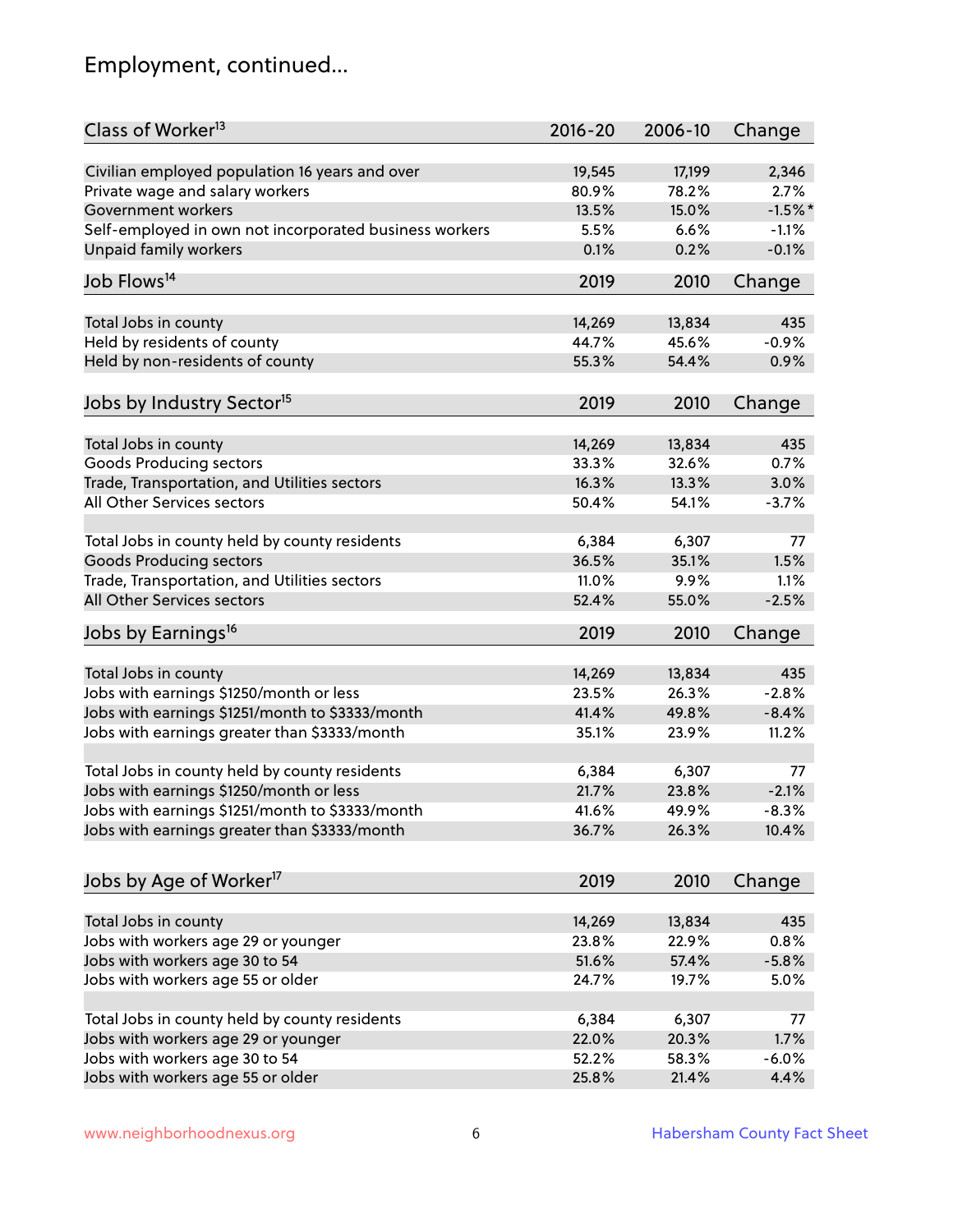# Employment, continued...

| Class of Worker[13] | 2016-20 | 2006-10 | Change |
|---|---|---|---|
| Civilian employed population 16 years and over | 19,545 | 17,199 | 2,346 |
| Private wage and salary workers | 80.9% | 78.2% | 2.7% |
| Government workers | 13.5% | 15.0% | -1.5%* |
| Self-employed in own not incorporated business workers | 5.5% | 6.6% | -1.1% |
| Unpaid family workers | 0.1% | 0.2% | -0.1% |

| Job Flows[14] | 2019 | 2010 | Change |
|---|---|---|---|
| Total Jobs in county | 14,269 | 13,834 | 435 |
| Held by residents of county | 44.7% | 45.6% | -0.9% |
| Held by non-residents of county | 55.3% | 54.4% | 0.9% |

| Jobs by Industry Sector[15] | 2019 | 2010 | Change |
|---|---|---|---|
| Total Jobs in county | 14,269 | 13,834 | 435 |
| Goods Producing sectors | 33.3% | 32.6% | 0.7% |
| Trade, Transportation, and Utilities sectors | 16.3% | 13.3% | 3.0% |
| All Other Services sectors | 50.4% | 54.1% | -3.7% |
| | | | |
| Total Jobs in county held by county residents | 6,384 | 6,307 | 77 |
| Goods Producing sectors | 36.5% | 35.1% | 1.5% |
| Trade, Transportation, and Utilities sectors | 11.0% | 9.9% | 1.1% |
| All Other Services sectors | 52.4% | 55.0% | -2.5% |

| Jobs by Earnings[16] | 2019 | 2010 | Change |
|---|---|---|---|
| Total Jobs in county | 14,269 | 13,834 | 435 |
| Jobs with earnings $1250/month or less | 23.5% | 26.3% | -2.8% |
| Jobs with earnings $1251/month to $3333/month | 41.4% | 49.8% | -8.4% |
| Jobs with earnings greater than $3333/month | 35.1% | 23.9% | 11.2% |
| | | | |
| Total Jobs in county held by county residents | 6,384 | 6,307 | 77 |
| Jobs with earnings $1250/month or less | 21.7% | 23.8% | -2.1% |
| Jobs with earnings $1251/month to $3333/month | 41.6% | 49.9% | -8.3% |
| Jobs with earnings greater than $3333/month | 36.7% | 26.3% | 10.4% |

| Jobs by Age of Worker[17] | 2019 | 2010 | Change |
|---|---|---|---|
| Total Jobs in county | 14,269 | 13,834 | 435 |
| Jobs with workers age 29 or younger | 23.8% | 22.9% | 0.8% |
| Jobs with workers age 30 to 54 | 51.6% | 57.4% | -5.8% |
| Jobs with workers age 55 or older | 24.7% | 19.7% | 5.0% |
| | | | |
| Total Jobs in county held by county residents | 6,384 | 6,307 | 77 |
| Jobs with workers age 29 or younger | 22.0% | 20.3% | 1.7% |
| Jobs with workers age 30 to 54 | 52.2% | 58.3% | -6.0% |
| Jobs with workers age 55 or older | 25.8% | 21.4% | 4.4% |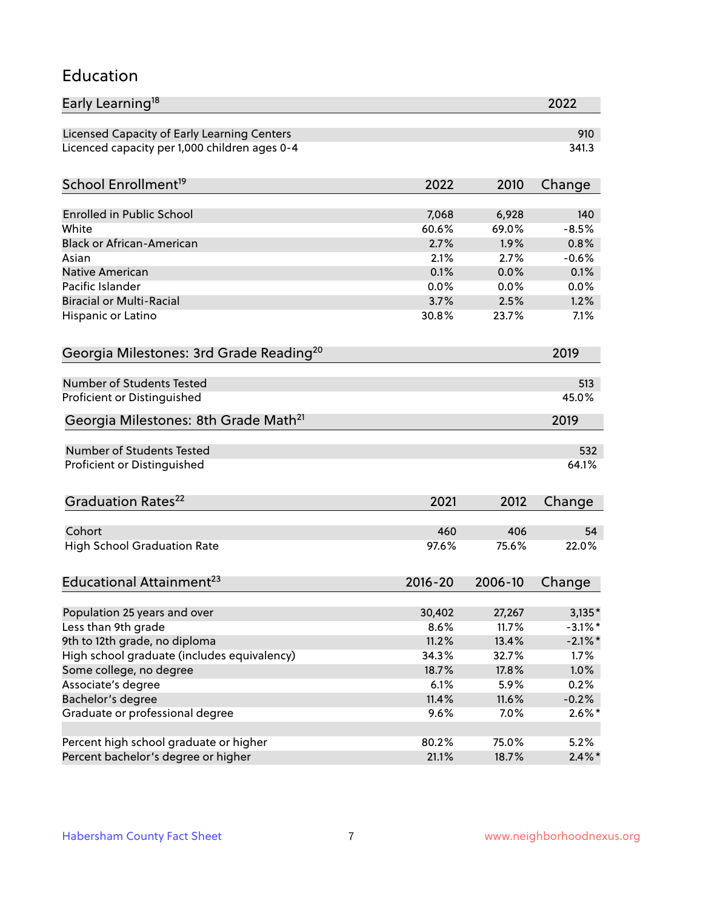# Education

| Early Learning[18] | 2022 |
|---|---|
| Licensed Capacity of Early Learning Centers | 910 |
| Licenced capacity per 1,000 children ages 0-4 | 341.3 |

| School Enrollment[19] | 2022 | 2010 | Change |
|---|---|---|---|
| Enrolled in Public School | 7,068 | 6,928 | 140 |
| White | 60.6% | 69.0% | -8.5% |
| Black or African-American | 2.7% | 1.9% | 0.8% |
| Asian | 2.1% | 2.7% | -0.6% |
| Native American | 0.1% | 0.0% | 0.1% |
| Pacific Islander | 0.0% | 0.0% | 0.0% |
| Biracial or Multi-Racial | 3.7% | 2.5% | 1.2% |
| Hispanic or Latino | 30.8% | 23.7% | 7.1% |

| Georgia Milestones: 3rd Grade Reading[20] | 2019 |
|---|---|
| Number of Students Tested | 513 |
| Proficient or Distinguished | 45.0% |

| Georgia Milestones: 8th Grade Math[21] | 2019 |
|---|---|
| Number of Students Tested | 532 |
| Proficient or Distinguished | 64.1% |

| Graduation Rates[22] | 2021 | 2012 | Change |
|---|---|---|---|
| Cohort | 460 | 406 | 54 |
| High School Graduation Rate | 97.6% | 75.6% | 22.0% |

| Educational Attainment[23] | 2016-20 | 2006-10 | Change |
|---|---|---|---|
| Population 25 years and over | 30,402 | 27,267 | 3,135* |
| Less than 9th grade | 8.6% | 11.7% | -3.1%* |
| 9th to 12th grade, no diploma | 11.2% | 13.4% | -2.1%* |
| High school graduate (includes equivalency) | 34.3% | 32.7% | 1.7% |
| Some college, no degree | 18.7% | 17.8% | 1.0% |
| Associate's degree | 6.1% | 5.9% | 0.2% |
| Bachelor's degree | 11.4% | 11.6% | -0.2% |
| Graduate or professional degree | 9.6% | 7.0% | 2.6%* |
| | | | |
| Percent high school graduate or higher | 80.2% | 75.0% | 5.2% |
| Percent bachelor's degree or higher | 21.1% | 18.7% | 2.4%* |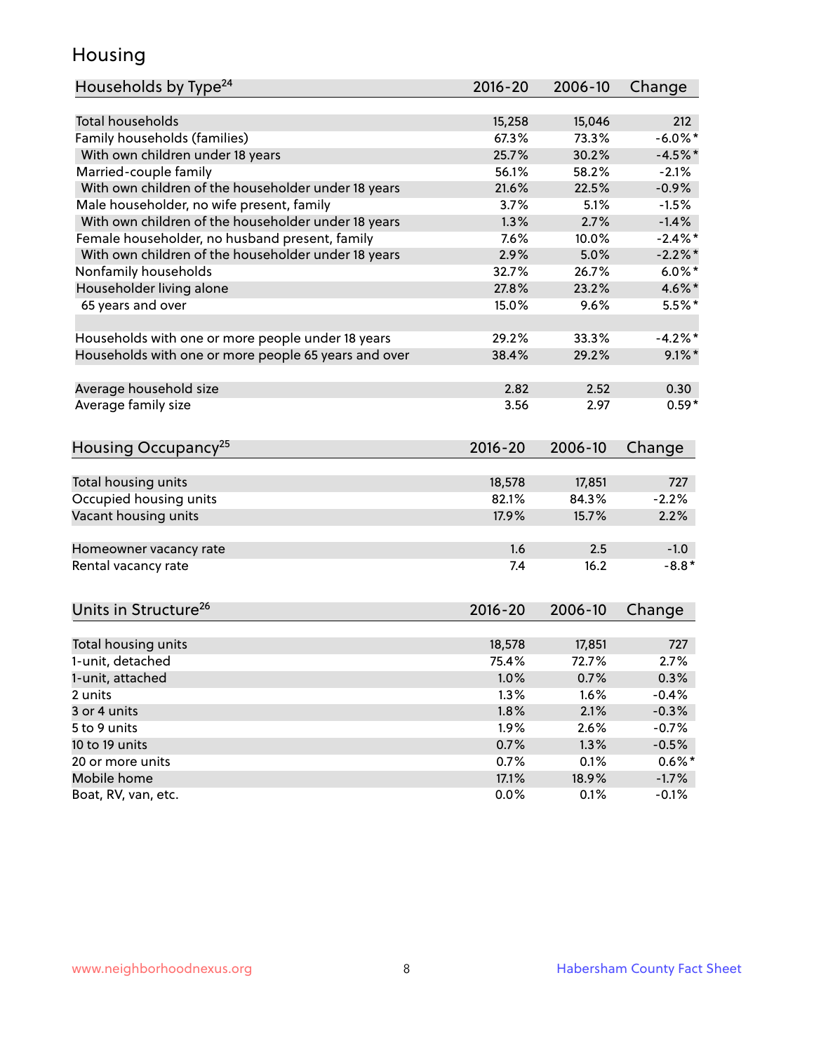## Housing

| Households by Type[24] | 2016-20 | 2006-10 | Change |
|---|---|---|---|
| Total households | 15,258 | 15,046 | 212 |
| Family households (families) | 67.3% | 73.3% | -6.0%* |
| With own children under 18 years | 25.7% | 30.2% | -4.5%* |
| Married-couple family | 56.1% | 58.2% | -2.1% |
| With own children of the householder under 18 years | 21.6% | 22.5% | -0.9% |
| Male householder, no wife present, family | 3.7% | 5.1% | -1.5% |
| With own children of the householder under 18 years | 1.3% | 2.7% | -1.4% |
| Female householder, no husband present, family | 7.6% | 10.0% | -2.4%* |
| With own children of the householder under 18 years | 2.9% | 5.0% | -2.2%* |
| Nonfamily households | 32.7% | 26.7% | 6.0%* |
| Householder living alone | 27.8% | 23.2% | 4.6%* |
| 65 years and over | 15.0% | 9.6% | 5.5%* |
| | | | |
| Households with one or more people under 18 years | 29.2% | 33.3% | -4.2%* |
| Households with one or more people 65 years and over | 38.4% | 29.2% | 9.1%* |
| | | | |
| Average household size | 2.82 | 2.52 | 0.30 |
| Average family size | 3.56 | 2.97 | 0.59* |

| Housing Occupancy[25] | 2016-20 | 2006-10 | Change |
|---|---|---|---|
| Total housing units | 18,578 | 17,851 | 727 |
| Occupied housing units | 82.1% | 84.3% | -2.2% |
| Vacant housing units | 17.9% | 15.7% | 2.2% |
| | | | |
| Homeowner vacancy rate | 1.6 | 2.5 | -1.0 |
| Rental vacancy rate | 7.4 | 16.2 | -8.8* |

| Units in Structure[26] | 2016-20 | 2006-10 | Change |
|---|---|---|---|
| Total housing units | 18,578 | 17,851 | 727 |
| 1-unit, detached | 75.4% | 72.7% | 2.7% |
| 1-unit, attached | 1.0% | 0.7% | 0.3% |
| 2 units | 1.3% | 1.6% | -0.4% |
| 3 or 4 units | 1.8% | 2.1% | -0.3% |
| 5 to 9 units | 1.9% | 2.6% | -0.7% |
| 10 to 19 units | 0.7% | 1.3% | -0.5% |
| 20 or more units | 0.7% | 0.1% | 0.6%* |
| Mobile home | 17.1% | 18.9% | -1.7% |
| Boat, RV, van, etc. | 0.0% | 0.1% | -0.1% |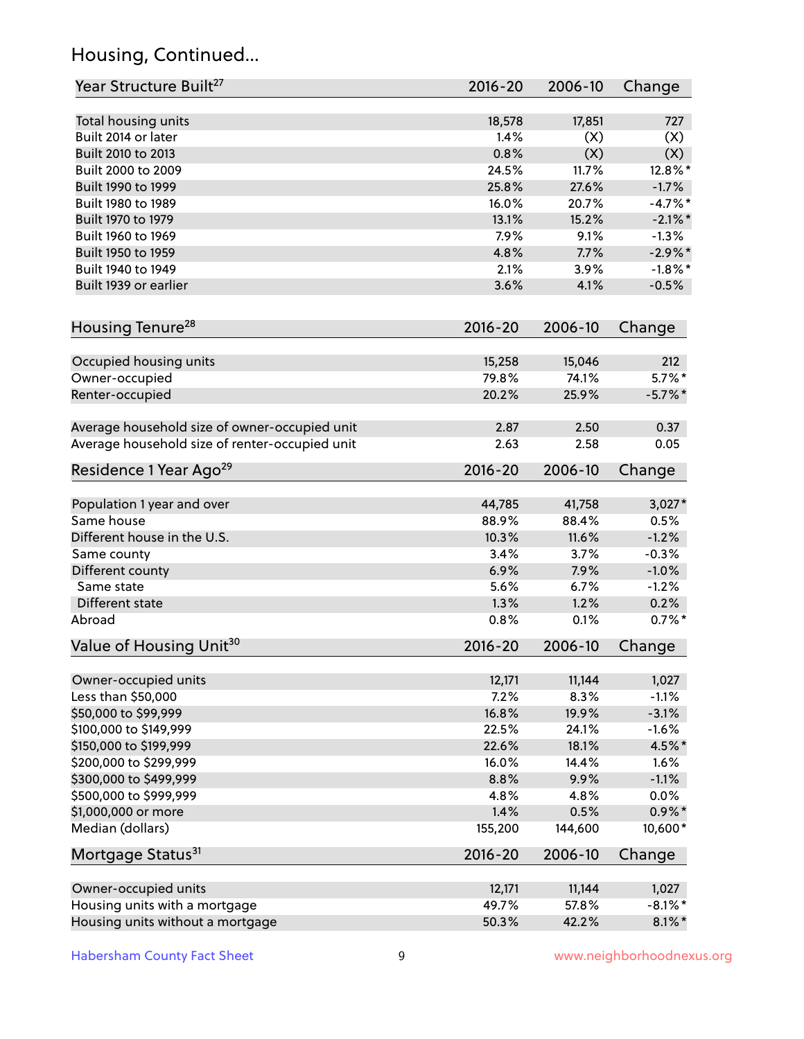## Housing, Continued...

| Year Structure Built[27] | 2016-20 | 2006-10 | Change |
|---|---|---|---|
| Total housing units | 18,578 | 17,851 | 727 |
| Built 2014 or later | 1.4% | (X) | (X) |
| Built 2010 to 2013 | 0.8% | (X) | (X) |
| Built 2000 to 2009 | 24.5% | 11.7% | 12.8%* |
| Built 1990 to 1999 | 25.8% | 27.6% | -1.7% |
| Built 1980 to 1989 | 16.0% | 20.7% | -4.7%* |
| Built 1970 to 1979 | 13.1% | 15.2% | -2.1%* |
| Built 1960 to 1969 | 7.9% | 9.1% | -1.3% |
| Built 1950 to 1959 | 4.8% | 7.7% | -2.9%* |
| Built 1940 to 1949 | 2.1% | 3.9% | -1.8%* |
| Built 1939 or earlier | 3.6% | 4.1% | -0.5% |

| Housing Tenure[28] | 2016-20 | 2006-10 | Change |
|---|---|---|---|
| Occupied housing units | 15,258 | 15,046 | 212 |
| Owner-occupied | 79.8% | 74.1% | 5.7%* |
| Renter-occupied | 20.2% | 25.9% | -5.7%* |
| Average household size of owner-occupied unit | 2.87 | 2.50 | 0.37 |
| Average household size of renter-occupied unit | 2.63 | 2.58 | 0.05 |

| Residence 1 Year Ago[29] | 2016-20 | 2006-10 | Change |
|---|---|---|---|
| Population 1 year and over | 44,785 | 41,758 | 3,027* |
| Same house | 88.9% | 88.4% | 0.5% |
| Different house in the U.S. | 10.3% | 11.6% | -1.2% |
| Same county | 3.4% | 3.7% | -0.3% |
| Different county | 6.9% | 7.9% | -1.0% |
| Same state | 5.6% | 6.7% | -1.2% |
| Different state | 1.3% | 1.2% | 0.2% |
| Abroad | 0.8% | 0.1% | 0.7%* |

| Value of Housing Unit[30] | 2016-20 | 2006-10 | Change |
|---|---|---|---|
| Owner-occupied units | 12,171 | 11,144 | 1,027 |
| Less than $50,000 | 7.2% | 8.3% | -1.1% |
| $50,000 to $99,999 | 16.8% | 19.9% | -3.1% |
| $100,000 to $149,999 | 22.5% | 24.1% | -1.6% |
| $150,000 to $199,999 | 22.6% | 18.1% | 4.5%* |
| $200,000 to $299,999 | 16.0% | 14.4% | 1.6% |
| $300,000 to $499,999 | 8.8% | 9.9% | -1.1% |
| $500,000 to $999,999 | 4.8% | 4.8% | 0.0% |
| $1,000,000 or more | 1.4% | 0.5% | 0.9%* |
| Median (dollars) | 155,200 | 144,600 | 10,600* |

| Mortgage Status[31] | 2016-20 | 2006-10 | Change |
|---|---|---|---|
| Owner-occupied units | 12,171 | 11,144 | 1,027 |
| Housing units with a mortgage | 49.7% | 57.8% | -8.1%* |
| Housing units without a mortgage | 50.3% | 42.2% | 8.1%* |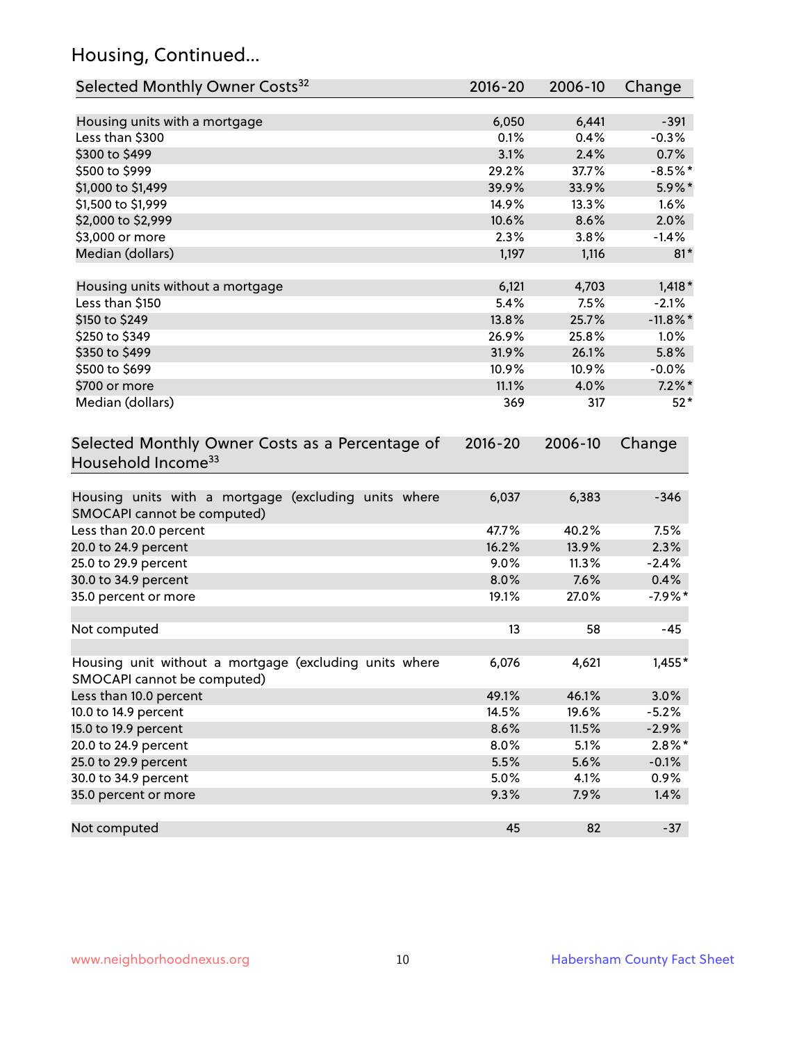## Housing, Continued...

| Selected Monthly Owner Costs[32] | 2016-20 | 2006-10 | Change |
|---|---|---|---|
| Housing units with a mortgage | 6,050 | 6,441 | -391 |
| Less than $300 | 0.1% | 0.4% | -0.3% |
| $300 to $499 | 3.1% | 2.4% | 0.7% |
| $500 to $999 | 29.2% | 37.7% | -8.5%* |
| $1,000 to $1,499 | 39.9% | 33.9% | 5.9%* |
| $1,500 to $1,999 | 14.9% | 13.3% | 1.6% |
| $2,000 to $2,999 | 10.6% | 8.6% | 2.0% |
| $3,000 or more | 2.3% | 3.8% | -1.4% |
| Median (dollars) | 1,197 | 1,116 | 81* |
| | | | |
| Housing units without a mortgage | 6,121 | 4,703 | 1,418* |
| Less than $150 | 5.4% | 7.5% | -2.1% |
| $150 to $249 | 13.8% | 25.7% | -11.8%* |
| $250 to $349 | 26.9% | 25.8% | 1.0% |
| $350 to $499 | 31.9% | 26.1% | 5.8% |
| $500 to $699 | 10.9% | 10.9% | -0.0% |
| $700 or more | 11.1% | 4.0% | 7.2%* |
| Median (dollars) | 369 | 317 | 52* |

| Selected Monthly Owner Costs as a Percentage of Household Income[33] | 2016-20 | 2006-10 | Change |
|---|---|---|---|
| Housing units with a mortgage (excluding units where SMOCAPI cannot be computed) | 6,037 | 6,383 | -346 |
| Less than 20.0 percent | 47.7% | 40.2% | 7.5% |
| 20.0 to 24.9 percent | 16.2% | 13.9% | 2.3% |
| 25.0 to 29.9 percent | 9.0% | 11.3% | -2.4% |
| 30.0 to 34.9 percent | 8.0% | 7.6% | 0.4% |
| 35.0 percent or more | 19.1% | 27.0% | -7.9%* |
| | | | |
| Not computed | 13 | 58 | -45 |
| | | | |
| Housing unit without a mortgage (excluding units where SMOCAPI cannot be computed) | 6,076 | 4,621 | 1,455* |
| Less than 10.0 percent | 49.1% | 46.1% | 3.0% |
| 10.0 to 14.9 percent | 14.5% | 19.6% | -5.2% |
| 15.0 to 19.9 percent | 8.6% | 11.5% | -2.9% |
| 20.0 to 24.9 percent | 8.0% | 5.1% | 2.8%* |
| 25.0 to 29.9 percent | 5.5% | 5.6% | -0.1% |
| 30.0 to 34.9 percent | 5.0% | 4.1% | 0.9% |
| 35.0 percent or more | 9.3% | 7.9% | 1.4% |
| | | | |
| Not computed | 45 | 82 | -37 |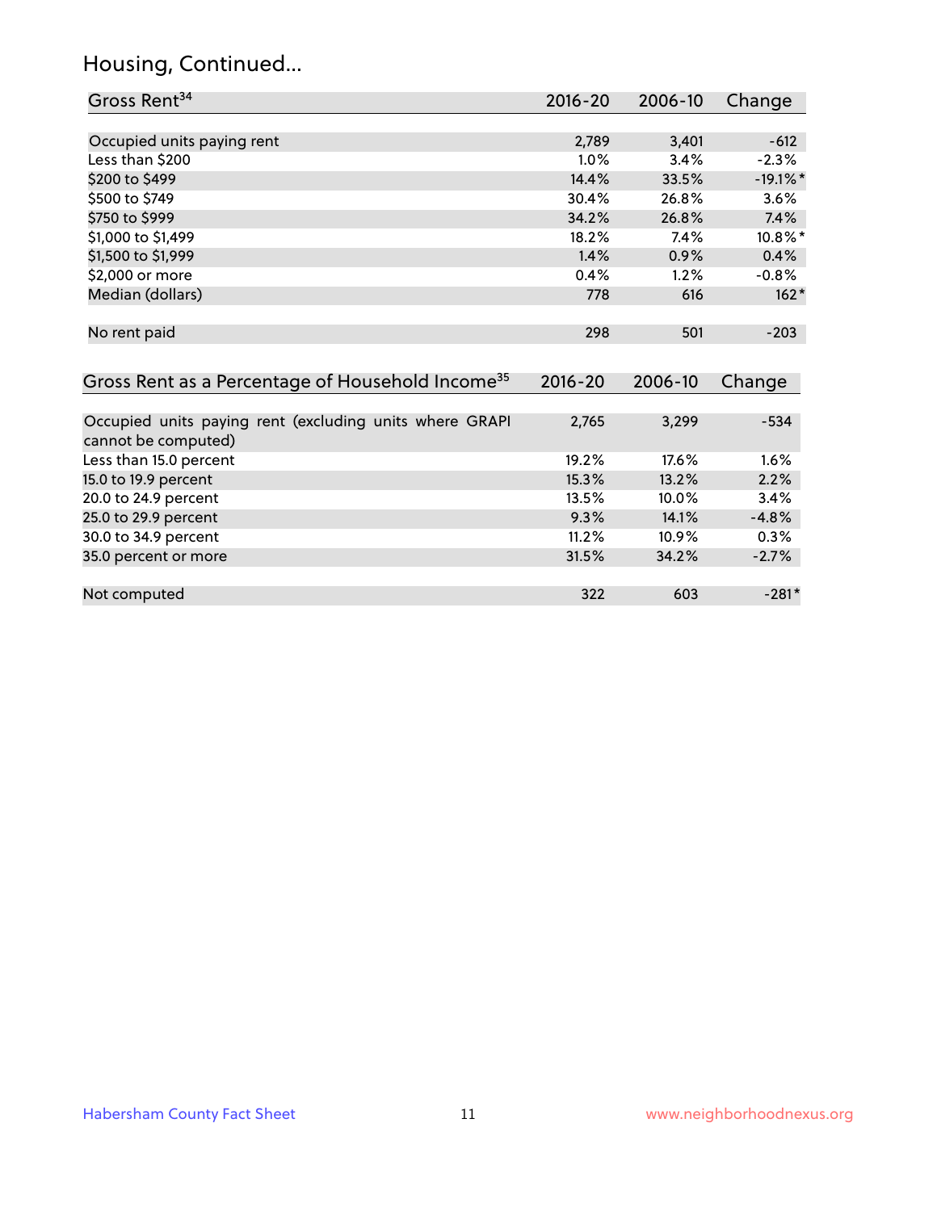## Housing, Continued...

| Gross Rent[34] | 2016-20 | 2006-10 | Change |
|---|---|---|---|
| Occupied units paying rent | 2,789 | 3,401 | -612 |
| Less than $200 | 1.0% | 3.4% | -2.3% |
| $200 to $499 | 14.4% | 33.5% | -19.1%* |
| $500 to $749 | 30.4% | 26.8% | 3.6% |
| $750 to $999 | 34.2% | 26.8% | 7.4% |
| $1,000 to $1,499 | 18.2% | 7.4% | 10.8%* |
| $1,500 to $1,999 | 1.4% | 0.9% | 0.4% |
| $2,000 or more | 0.4% | 1.2% | -0.8% |
| Median (dollars) | 778 | 616 | 162* |
| No rent paid | 298 | 501 | -203 |

| Gross Rent as a Percentage of Household Income[35] | 2016-20 | 2006-10 | Change |
|---|---|---|---|
| Occupied units paying rent (excluding units where GRAPI cannot be computed) | 2,765 | 3,299 | -534 |
| Less than 15.0 percent | 19.2% | 17.6% | 1.6% |
| 15.0 to 19.9 percent | 15.3% | 13.2% | 2.2% |
| 20.0 to 24.9 percent | 13.5% | 10.0% | 3.4% |
| 25.0 to 29.9 percent | 9.3% | 14.1% | -4.8% |
| 30.0 to 34.9 percent | 11.2% | 10.9% | 0.3% |
| 35.0 percent or more | 31.5% | 34.2% | -2.7% |
| Not computed | 322 | 603 | -281* |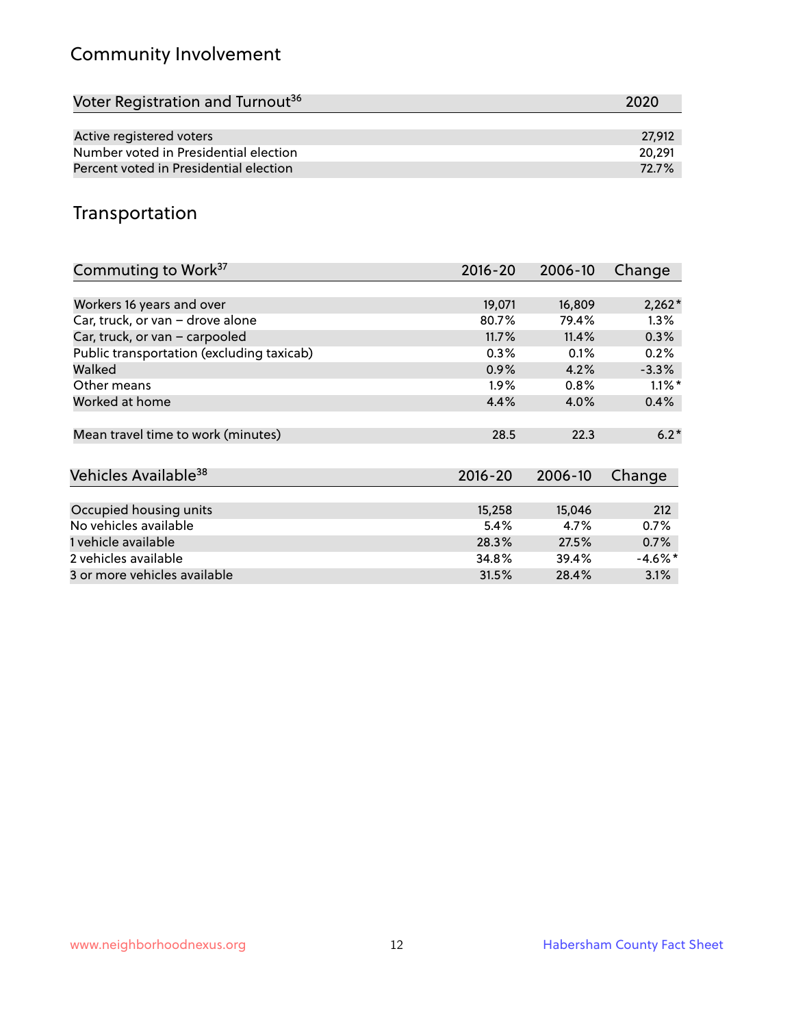## Community Involvement

| Voter Registration and Turnout[36] | 2020 |
|---|---|
| Active registered voters | 27,912 |
| Number voted in Presidential election | 20,291 |
| Percent voted in Presidential election | 72.7% |

## Transportation

| Commuting to Work[37] | 2016-20 | 2006-10 | Change |
|---|---|---|---|
| Workers 16 years and over | 19,071 | 16,809 | 2,262* |
| Car, truck, or van – drove alone | 80.7% | 79.4% | 1.3% |
| Car, truck, or van – carpooled | 11.7% | 11.4% | 0.3% |
| Public transportation (excluding taxicab) | 0.3% | 0.1% | 0.2% |
| Walked | 0.9% | 4.2% | -3.3% |
| Other means | 1.9% | 0.8% | 1.1%* |
| Worked at home | 4.4% | 4.0% | 0.4% |
| Mean travel time to work (minutes) | 28.5 | 22.3 | 6.2* |

| Vehicles Available[38] | 2016-20 | 2006-10 | Change |
|---|---|---|---|
| Occupied housing units | 15,258 | 15,046 | 212 |
| No vehicles available | 5.4% | 4.7% | 0.7% |
| 1 vehicle available | 28.3% | 27.5% | 0.7% |
| 2 vehicles available | 34.8% | 39.4% | -4.6%* |
| 3 or more vehicles available | 31.5% | 28.4% | 3.1% |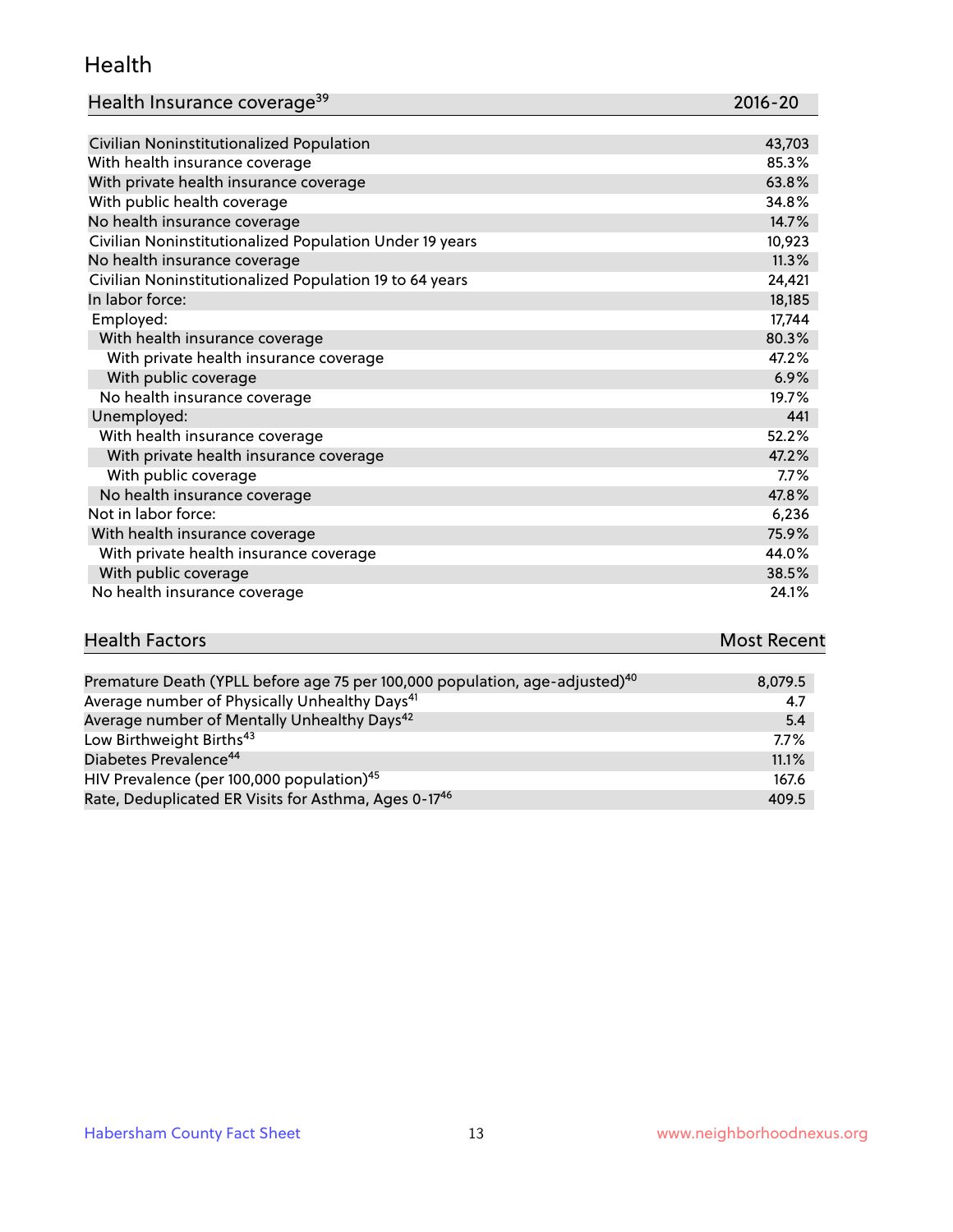## Health

| Health Insurance coverage[39] | 2016-20 |
| --- | --- |
| Civilian Noninstitutionalized Population | 43,703 |
| With health insurance coverage | 85.3% |
| With private health insurance coverage | 63.8% |
| With public health coverage | 34.8% |
| No health insurance coverage | 14.7% |
| Civilian Noninstitutionalized Population Under 19 years | 10,923 |
| No health insurance coverage | 11.3% |
| Civilian Noninstitutionalized Population 19 to 64 years | 24,421 |
| In labor force: | 18,185 |
| Employed: | 17,744 |
| With health insurance coverage | 80.3% |
| With private health insurance coverage | 47.2% |
| With public coverage | 6.9% |
| No health insurance coverage | 19.7% |
| Unemployed: | 441 |
| With health insurance coverage | 52.2% |
| With private health insurance coverage | 47.2% |
| With public coverage | 7.7% |
| No health insurance coverage | 47.8% |
| Not in labor force: | 6,236 |
| With health insurance coverage | 75.9% |
| With private health insurance coverage | 44.0% |
| With public coverage | 38.5% |
| No health insurance coverage | 24.1% |

| Health Factors | Most Recent |
| --- | --- |
| Premature Death (YPLL before age 75 per 100,000 population, age-adjusted)[40] | 8,079.5 |
| Average number of Physically Unhealthy Days[41] | 4.7 |
| Average number of Mentally Unhealthy Days[42] | 5.4 |
| Low Birthweight Births[43] | 7.7% |
| Diabetes Prevalence[44] | 11.1% |
| HIV Prevalence (per 100,000 population)[45] | 167.6 |
| Rate, Deduplicated ER Visits for Asthma, Ages 0-17[46] | 409.5 |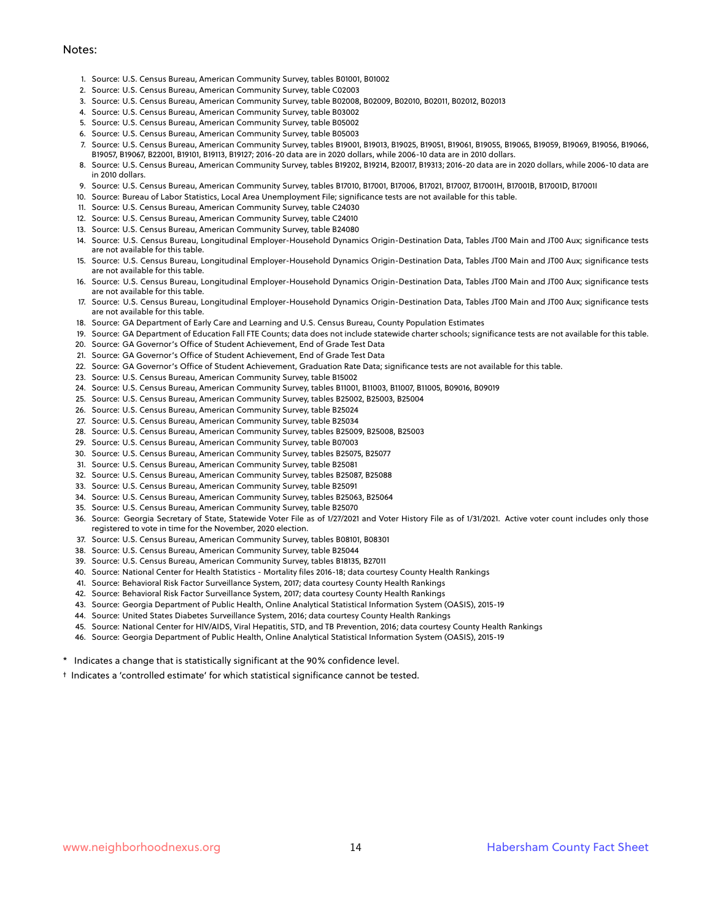Notes:

1. Source: U.S. Census Bureau, American Community Survey, tables B01001, B01002
2. Source: U.S. Census Bureau, American Community Survey, table C02003
3. Source: U.S. Census Bureau, American Community Survey, table B02008, B02009, B02010, B02011, B02012, B02013
4. Source: U.S. Census Bureau, American Community Survey, table B03002
5. Source: U.S. Census Bureau, American Community Survey, table B05002
6. Source: U.S. Census Bureau, American Community Survey, table B05003
7. Source: U.S. Census Bureau, American Community Survey, tables B19001, B19013, B19025, B19051, B19061, B19055, B19065, B19059, B19069, B19056, B19066, B19057, B19067, B22001, B19101, B19113, B19127; 2016-20 data are in 2020 dollars, while 2006-10 data are in 2010 dollars.
8. Source: U.S. Census Bureau, American Community Survey, tables B19202, B19214, B20017, B19313; 2016-20 data are in 2020 dollars, while 2006-10 data are in 2010 dollars.
9. Source: U.S. Census Bureau, American Community Survey, tables B17010, B17001, B17006, B17021, B17007, B17001H, B17001B, B17001D, B17001I
10. Source: Bureau of Labor Statistics, Local Area Unemployment File; significance tests are not available for this table.
11. Source: U.S. Census Bureau, American Community Survey, table C24030
12. Source: U.S. Census Bureau, American Community Survey, table C24010
13. Source: U.S. Census Bureau, American Community Survey, table B24080
14. Source: U.S. Census Bureau, Longitudinal Employer-Household Dynamics Origin-Destination Data, Tables JT00 Main and JT00 Aux; significance tests are not available for this table.
15. Source: U.S. Census Bureau, Longitudinal Employer-Household Dynamics Origin-Destination Data, Tables JT00 Main and JT00 Aux; significance tests are not available for this table.
16. Source: U.S. Census Bureau, Longitudinal Employer-Household Dynamics Origin-Destination Data, Tables JT00 Main and JT00 Aux; significance tests are not available for this table.
17. Source: U.S. Census Bureau, Longitudinal Employer-Household Dynamics Origin-Destination Data, Tables JT00 Main and JT00 Aux; significance tests are not available for this table.
18. Source: GA Department of Early Care and Learning and U.S. Census Bureau, County Population Estimates
19. Source: GA Department of Education Fall FTE Counts; data does not include statewide charter schools; significance tests are not available for this table.
20. Source: GA Governor's Office of Student Achievement, End of Grade Test Data
21. Source: GA Governor's Office of Student Achievement, End of Grade Test Data
22. Source: GA Governor's Office of Student Achievement, Graduation Rate Data; significance tests are not available for this table.
23. Source: U.S. Census Bureau, American Community Survey, table B15002
24. Source: U.S. Census Bureau, American Community Survey, tables B11001, B11003, B11007, B11005, B09016, B09019
25. Source: U.S. Census Bureau, American Community Survey, tables B25002, B25003, B25004
26. Source: U.S. Census Bureau, American Community Survey, table B25024
27. Source: U.S. Census Bureau, American Community Survey, table B25034
28. Source: U.S. Census Bureau, American Community Survey, tables B25009, B25008, B25003
29. Source: U.S. Census Bureau, American Community Survey, table B07003
30. Source: U.S. Census Bureau, American Community Survey, tables B25075, B25077
31. Source: U.S. Census Bureau, American Community Survey, table B25081
32. Source: U.S. Census Bureau, American Community Survey, tables B25087, B25088
33. Source: U.S. Census Bureau, American Community Survey, table B25091
34. Source: U.S. Census Bureau, American Community Survey, tables B25063, B25064
35. Source: U.S. Census Bureau, American Community Survey, table B25070
36. Source: Georgia Secretary of State, Statewide Voter File as of 1/27/2021 and Voter History File as of 1/31/2021. Active voter count includes only those registered to vote in time for the November, 2020 election.
37. Source: U.S. Census Bureau, American Community Survey, tables B08101, B08301
38. Source: U.S. Census Bureau, American Community Survey, table B25044
39. Source: U.S. Census Bureau, American Community Survey, tables B18135, B27011
40. Source: National Center for Health Statistics - Mortality files 2016-18; data courtesy County Health Rankings
41. Source: Behavioral Risk Factor Surveillance System, 2017; data courtesy County Health Rankings
42. Source: Behavioral Risk Factor Surveillance System, 2017; data courtesy County Health Rankings
43. Source: Georgia Department of Public Health, Online Analytical Statistical Information System (OASIS), 2015-19
44. Source: United States Diabetes Surveillance System, 2016; data courtesy County Health Rankings
45. Source: National Center for HIV/AIDS, Viral Hepatitis, STD, and TB Prevention, 2016; data courtesy County Health Rankings
46. Source: Georgia Department of Public Health, Online Analytical Statistical Information System (OASIS), 2015-19

\* Indicates a change that is statistically significant at the 90% confidence level.

† Indicates a 'controlled estimate' for which statistical significance cannot be tested.